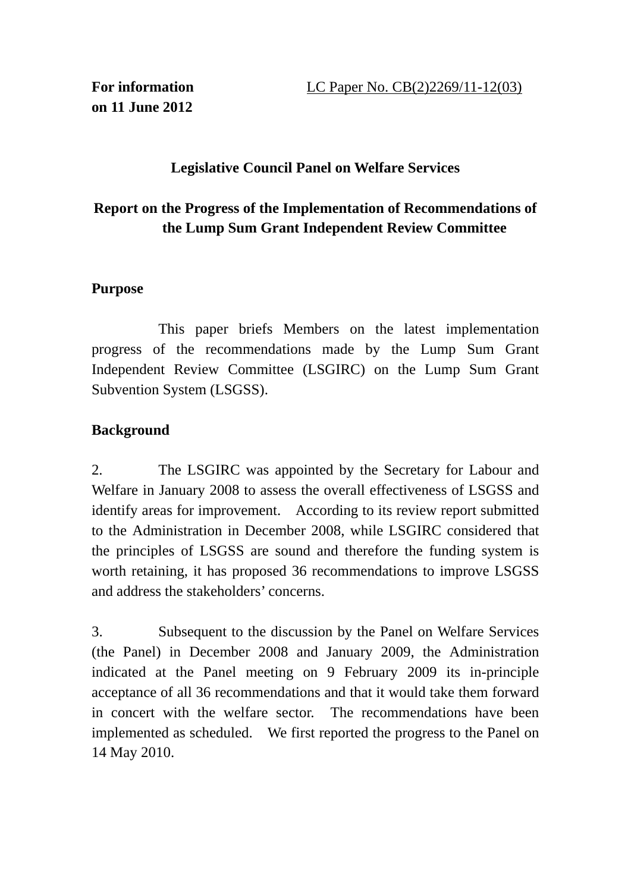**For information on 11 June 2012**

LC Paper No. CB(2)2269/11-12(03)

**Legislative Council Panel on Welfare Services**

**Report on the Progress of the Implementation of Recommendations of the Lump Sum Grant Independent Review Committee**

**Purpose**

This paper briefs Members on the latest implementation progress of the recommendations made by the Lump Sum Grant Independent Review Committee (LSGIRC) on the Lump Sum Grant Subvention System (LSGSS).

**Background**

2. The LSGIRC was appointed by the Secretary for Labour and Welfare in January 2008 to assess the overall effectiveness of LSGSS and identify areas for improvement. According to its review report submitted to the Administration in December 2008, while LSGIRC considered that the principles of LSGSS are sound and therefore the funding system is worth retaining, it has proposed 36 recommendations to improve LSGSS and address the stakeholders' concerns.

3. Subsequent to the discussion by the Panel on Welfare Services (the Panel) in December 2008 and January 2009, the Administration indicated at the Panel meeting on 9 February 2009 its in-principle acceptance of all 36 recommendations and that it would take them forward in concert with the welfare sector. The recommendations have been implemented as scheduled. We first reported the progress to the Panel on 14 May 2010.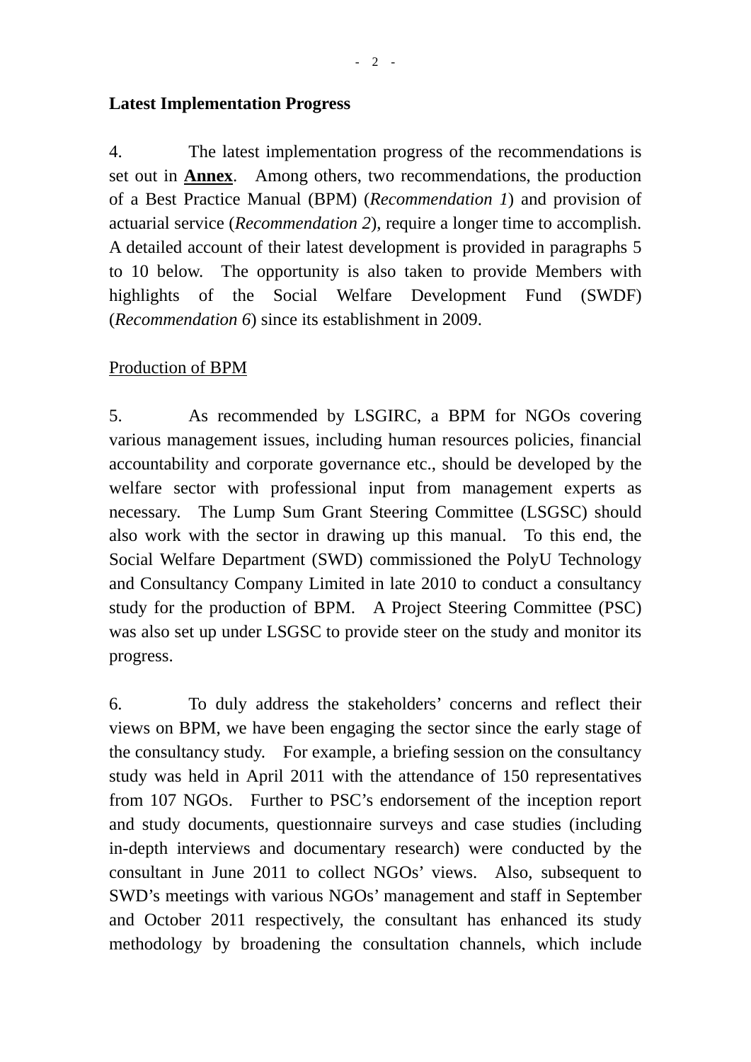**Latest Implementation Progress**

4. The latest implementation progress of the recommendations is set out in **<u>Annex</u>**. Among others, two recommendations, the production of a Best Practice Manual (BPM) (*Recommendation 1*) and provision of actuarial service (*Recommendation 2*), require a longer time to accomplish. A detailed account of their latest development is provided in paragraphs 5 to 10 below. The opportunity is also taken to provide Members with highlights of the Social Welfare Development Fund (SWDF) (*Recommendation 6*) since its establishment in 2009.

<u>Production of BPM</u>

5. As recommended by LSGIRC, a BPM for NGOs covering various management issues, including human resources policies, financial accountability and corporate governance etc., should be developed by the welfare sector with professional input from management experts as necessary. The Lump Sum Grant Steering Committee (LSGSC) should also work with the sector in drawing up this manual. To this end, the Social Welfare Department (SWD) commissioned the PolyU Technology and Consultancy Company Limited in late 2010 to conduct a consultancy study for the production of BPM. A Project Steering Committee (PSC) was also set up under LSGSC to provide steer on the study and monitor its progress.

6. To duly address the stakeholders' concerns and reflect their views on BPM, we have been engaging the sector since the early stage of the consultancy study. For example, a briefing session on the consultancy study was held in April 2011 with the attendance of 150 representatives from 107 NGOs. Further to PSC's endorsement of the inception report and study documents, questionnaire surveys and case studies (including in-depth interviews and documentary research) were conducted by the consultant in June 2011 to collect NGOs' views. Also, subsequent to SWD's meetings with various NGOs' management and staff in September and October 2011 respectively, the consultant has enhanced its study methodology by broadening the consultation channels, which include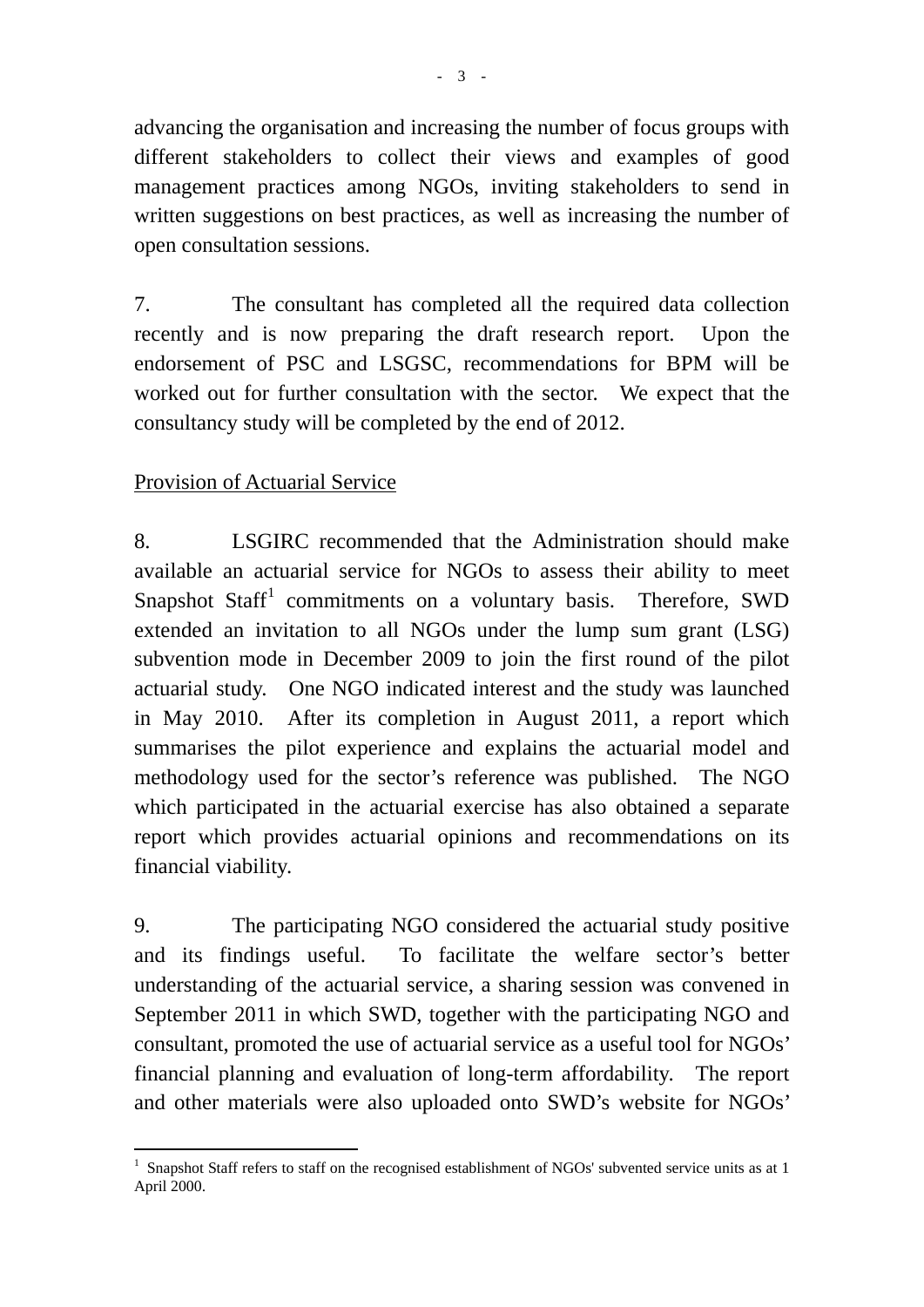advancing the organisation and increasing the number of focus groups with different stakeholders to collect their views and examples of good management practices among NGOs, inviting stakeholders to send in written suggestions on best practices, as well as increasing the number of open consultation sessions.

7. The consultant has completed all the required data collection recently and is now preparing the draft research report. Upon the endorsement of PSC and LSGSC, recommendations for BPM will be worked out for further consultation with the sector. We expect that the consultancy study will be completed by the end of 2012.

Provision of Actuarial Service

8. LSGIRC recommended that the Administration should make available an actuarial service for NGOs to assess their ability to meet Snapshot Staff[1] commitments on a voluntary basis. Therefore, SWD extended an invitation to all NGOs under the lump sum grant (LSG) subvention mode in December 2009 to join the first round of the pilot actuarial study. One NGO indicated interest and the study was launched in May 2010. After its completion in August 2011, a report which summarises the pilot experience and explains the actuarial model and methodology used for the sector's reference was published. The NGO which participated in the actuarial exercise has also obtained a separate report which provides actuarial opinions and recommendations on its financial viability.

9. The participating NGO considered the actuarial study positive and its findings useful. To facilitate the welfare sector's better understanding of the actuarial service, a sharing session was convened in September 2011 in which SWD, together with the participating NGO and consultant, promoted the use of actuarial service as a useful tool for NGOs' financial planning and evaluation of long-term affordability. The report and other materials were also uploaded onto SWD's website for NGOs'

[1] Snapshot Staff refers to staff on the recognised establishment of NGOs' subvented service units as at 1 April 2000.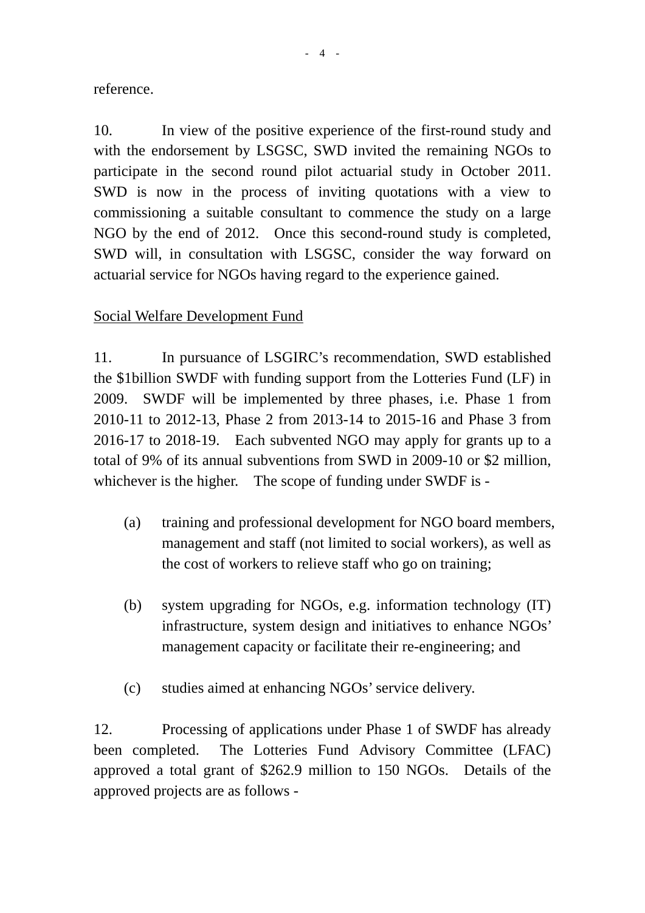reference.

10. In view of the positive experience of the first-round study and with the endorsement by LSGSC, SWD invited the remaining NGOs to participate in the second round pilot actuarial study in October 2011. SWD is now in the process of inviting quotations with a view to commissioning a suitable consultant to commence the study on a large NGO by the end of 2012. Once this second-round study is completed, SWD will, in consultation with LSGSC, consider the way forward on actuarial service for NGOs having regard to the experience gained.

<u>Social Welfare Development Fund</u>

11. In pursuance of LSGIRC's recommendation, SWD established the $1billion SWDF with funding support from the Lotteries Fund (LF) in 2009. SWDF will be implemented by three phases, i.e. Phase 1 from 2010-11 to 2012-13, Phase 2 from 2013-14 to 2015-16 and Phase 3 from 2016-17 to 2018-19. Each subvented NGO may apply for grants up to a total of 9% of its annual subventions from SWD in 2009-10 or $2 million, whichever is the higher. The scope of funding under SWDF is -

(a) training and professional development for NGO board members, management and staff (not limited to social workers), as well as the cost of workers to relieve staff who go on training;

(b) system upgrading for NGOs, e.g. information technology (IT) infrastructure, system design and initiatives to enhance NGOs' management capacity or facilitate their re-engineering; and

(c) studies aimed at enhancing NGOs' service delivery.

12. Processing of applications under Phase 1 of SWDF has already been completed. The Lotteries Fund Advisory Committee (LFAC) approved a total grant of $262.9 million to 150 NGOs. Details of the approved projects are as follows -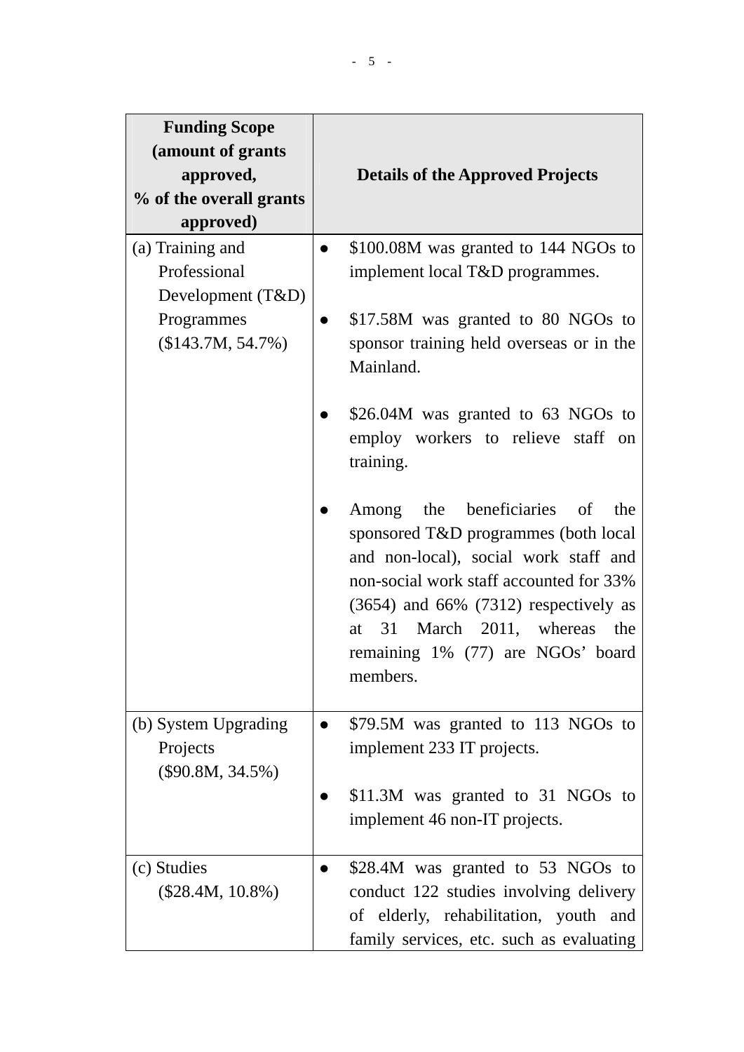| Funding Scope (amount of grants approved, % of the overall grants approved) | Details of the Approved Projects |
|---|---|
| (a) Training and Professional Development (T&D) Programmes ($143.7M, 54.7%) | ● $100.08M was granted to 144 NGOs to implement local T&D programmes.<br><br>● $17.58M was granted to 80 NGOs to sponsor training held overseas or in the Mainland.<br><br>● $26.04M was granted to 63 NGOs to employ workers to relieve staff on training.<br><br>● Among the beneficiaries of the sponsored T&D programmes (both local and non-local), social work staff and non-social work staff accounted for 33% (3654) and 66% (7312) respectively as at 31 March 2011, whereas the remaining 1% (77) are NGOs' board members. |
| (b) System Upgrading Projects ($90.8M, 34.5%) | ● $79.5M was granted to 113 NGOs to implement 233 IT projects.<br><br>● $11.3M was granted to 31 NGOs to implement 46 non-IT projects. |
| (c) Studies ($28.4M, 10.8%) | ● $28.4M was granted to 53 NGOs to conduct 122 studies involving delivery of elderly, rehabilitation, youth and family services, etc. such as evaluating |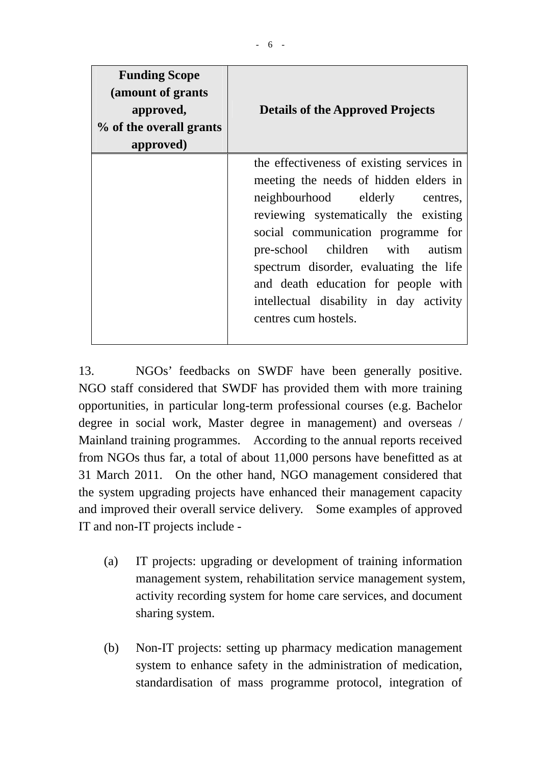| Funding Scope (amount of grants approved, % of the overall grants approved) | Details of the Approved Projects |
| --- | --- |
| | the effectiveness of existing services in meeting the needs of hidden elders in neighbourhood elderly centres, reviewing systematically the existing social communication programme for pre-school children with autism spectrum disorder, evaluating the life and death education for people with intellectual disability in day activity centres cum hostels. |

13. NGOs' feedbacks on SWDF have been generally positive. NGO staff considered that SWDF has provided them with more training opportunities, in particular long-term professional courses (e.g. Bachelor degree in social work, Master degree in management) and overseas / Mainland training programmes. According to the annual reports received from NGOs thus far, a total of about 11,000 persons have benefitted as at 31 March 2011. On the other hand, NGO management considered that the system upgrading projects have enhanced their management capacity and improved their overall service delivery. Some examples of approved IT and non-IT projects include -

(a) IT projects: upgrading or development of training information management system, rehabilitation service management system, activity recording system for home care services, and document sharing system.

(b) Non-IT projects: setting up pharmacy medication management system to enhance safety in the administration of medication, standardisation of mass programme protocol, integration of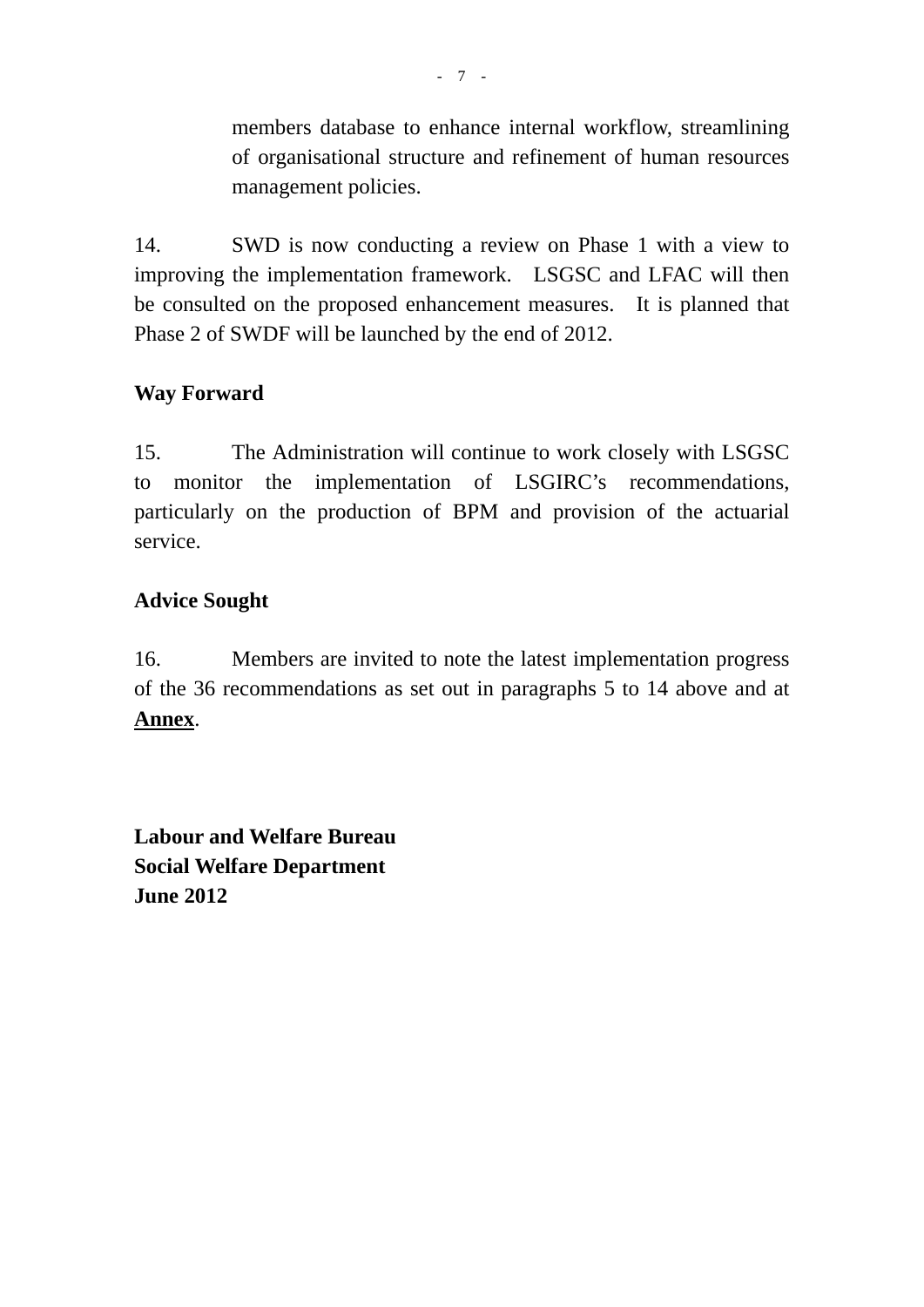members database to enhance internal workflow, streamlining of organisational structure and refinement of human resources management policies.

14. SWD is now conducting a review on Phase 1 with a view to improving the implementation framework. LSGSC and LFAC will then be consulted on the proposed enhancement measures. It is planned that Phase 2 of SWDF will be launched by the end of 2012.

**Way Forward**

15. The Administration will continue to work closely with LSGSC to monitor the implementation of LSGIRC's recommendations, particularly on the production of BPM and provision of the actuarial service.

**Advice Sought**

16. Members are invited to note the latest implementation progress of the 36 recommendations as set out in paragraphs 5 to 14 above and at **Annex**.

**Labour and Welfare Bureau**
**Social Welfare Department**
**June 2012**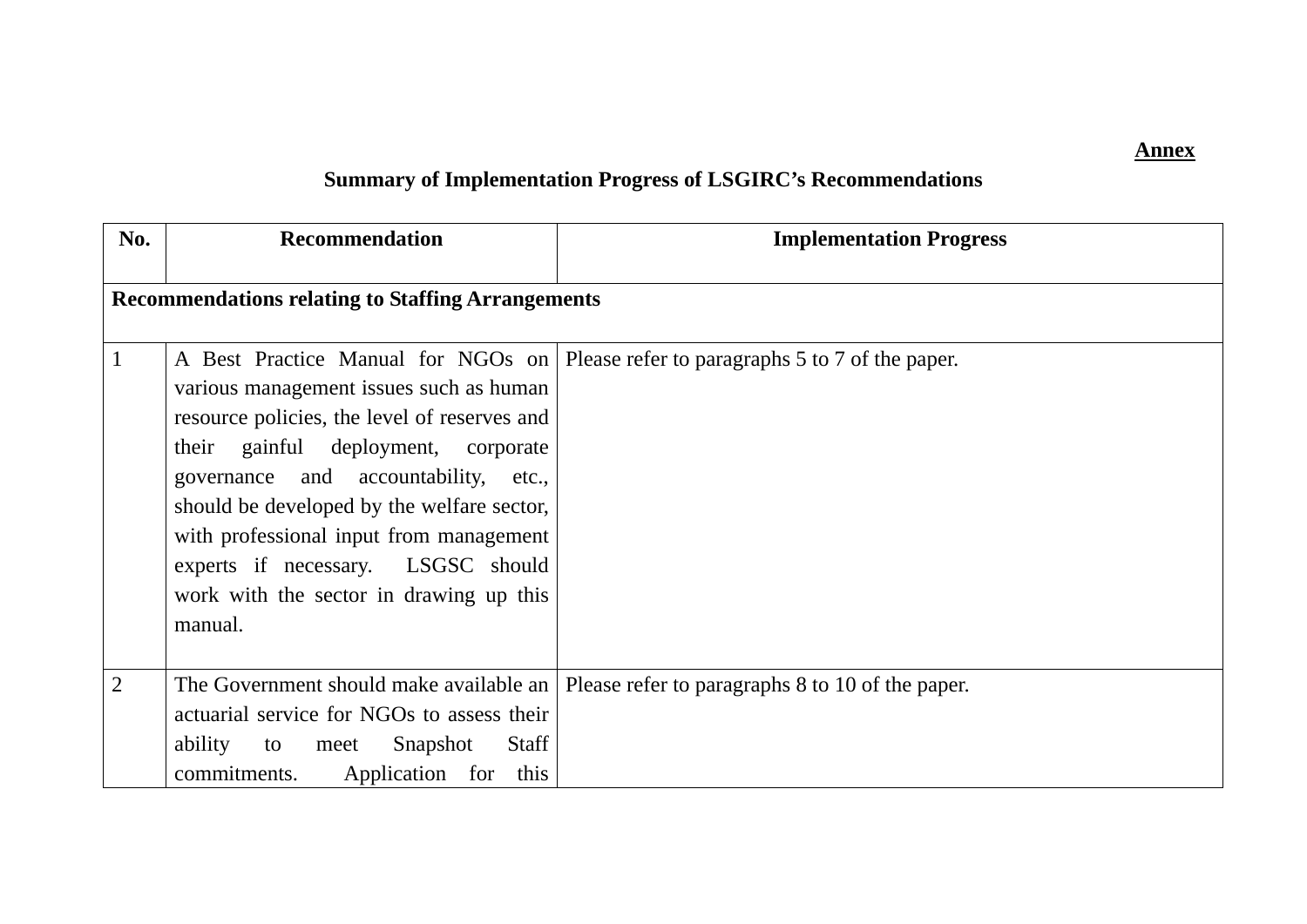**Annex**

**Summary of Implementation Progress of LSGIRC's Recommendations**

| No. | Recommendation | Implementation Progress |
|---|---|---|
| **Recommendations relating to Staffing Arrangements** | | |
| 1 | A Best Practice Manual for NGOs on various management issues such as human resource policies, the level of reserves and their gainful deployment, corporate governance and accountability, etc., should be developed by the welfare sector, with professional input from management experts if necessary. LSGSC should work with the sector in drawing up this manual. | Please refer to paragraphs 5 to 7 of the paper. |
| 2 | The Government should make available an actuarial service for NGOs to assess their ability to meet Snapshot Staff commitments. Application for this | Please refer to paragraphs 8 to 10 of the paper. |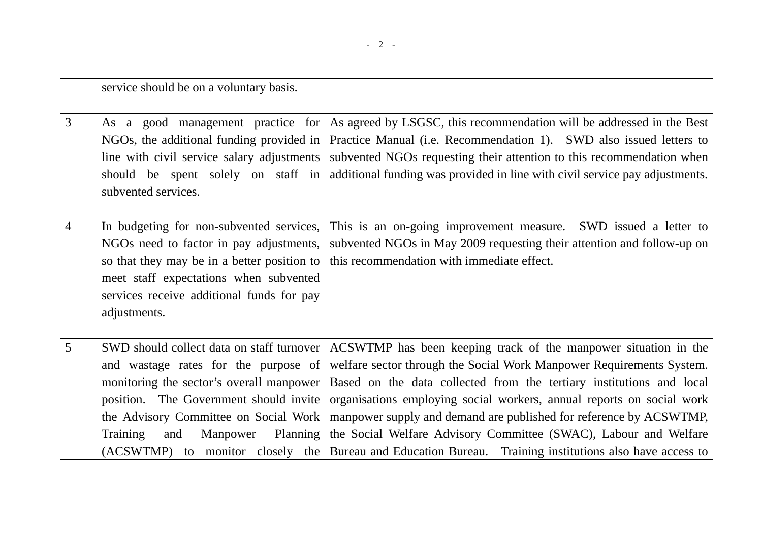| | | |
|---|---|---|
| | service should be on a voluntary basis. | |
| 3 | As a good management practice for NGOs, the additional funding provided in line with civil service salary adjustments should be spent solely on staff in subvented services. | As agreed by LSGSC, this recommendation will be addressed in the Best Practice Manual (i.e. Recommendation 1). SWD also issued letters to subvented NGOs requesting their attention to this recommendation when additional funding was provided in line with civil service pay adjustments. |
| 4 | In budgeting for non-subvented services, NGOs need to factor in pay adjustments, so that they may be in a better position to meet staff expectations when subvented services receive additional funds for pay adjustments. | This is an on-going improvement measure. SWD issued a letter to subvented NGOs in May 2009 requesting their attention and follow-up on this recommendation with immediate effect. |
| 5 | SWD should collect data on staff turnover and wastage rates for the purpose of monitoring the sector's overall manpower position. The Government should invite the Advisory Committee on Social Work Training and Manpower Planning (ACSWTMP) to monitor closely the | ACSWTMP has been keeping track of the manpower situation in the welfare sector through the Social Work Manpower Requirements System. Based on the data collected from the tertiary institutions and local organisations employing social workers, annual reports on social work manpower supply and demand are published for reference by ACSWTMP, the Social Welfare Advisory Committee (SWAC), Labour and Welfare Bureau and Education Bureau. Training institutions also have access to |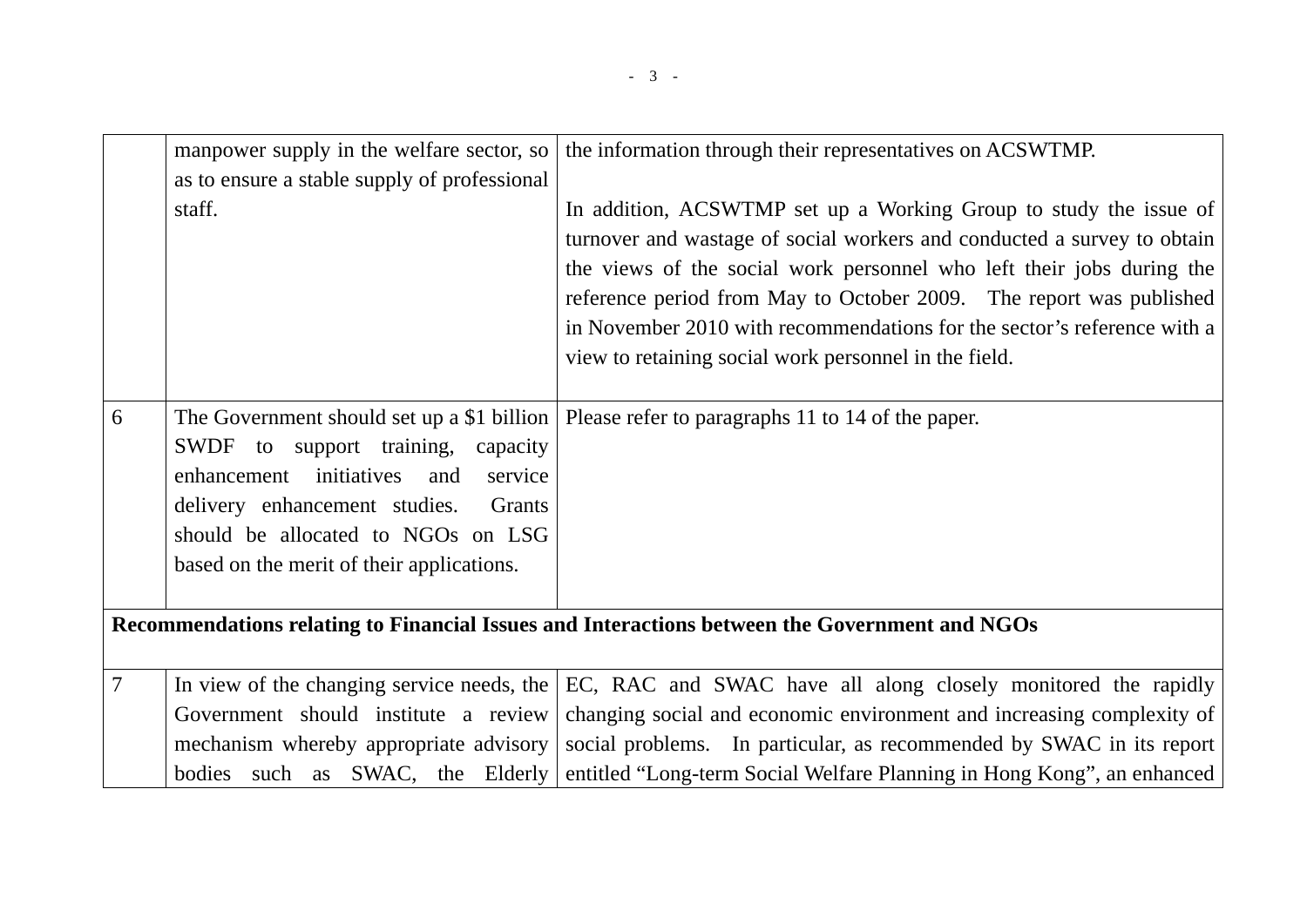| | | |
|---|---|---|
| | manpower supply in the welfare sector, so as to ensure a stable supply of professional staff. | the information through their representatives on ACSWTMP.<br><br>In addition, ACSWTMP set up a Working Group to study the issue of turnover and wastage of social workers and conducted a survey to obtain the views of the social work personnel who left their jobs during the reference period from May to October 2009. The report was published in November 2010 with recommendations for the sector's reference with a view to retaining social work personnel in the field. |
| 6 | The Government should set up a $1 billion SWDF to support training, capacity enhancement initiatives and service delivery enhancement studies. Grants should be allocated to NGOs on LSG based on the merit of their applications. | Please refer to paragraphs 11 to 14 of the paper. |
| **Recommendations relating to Financial Issues and Interactions between the Government and NGOs** | | |
| 7 | In view of the changing service needs, the Government should institute a review mechanism whereby appropriate advisory bodies such as SWAC, the Elderly | EC, RAC and SWAC have all along closely monitored the rapidly changing social and economic environment and increasing complexity of social problems. In particular, as recommended by SWAC in its report entitled "Long-term Social Welfare Planning in Hong Kong", an enhanced |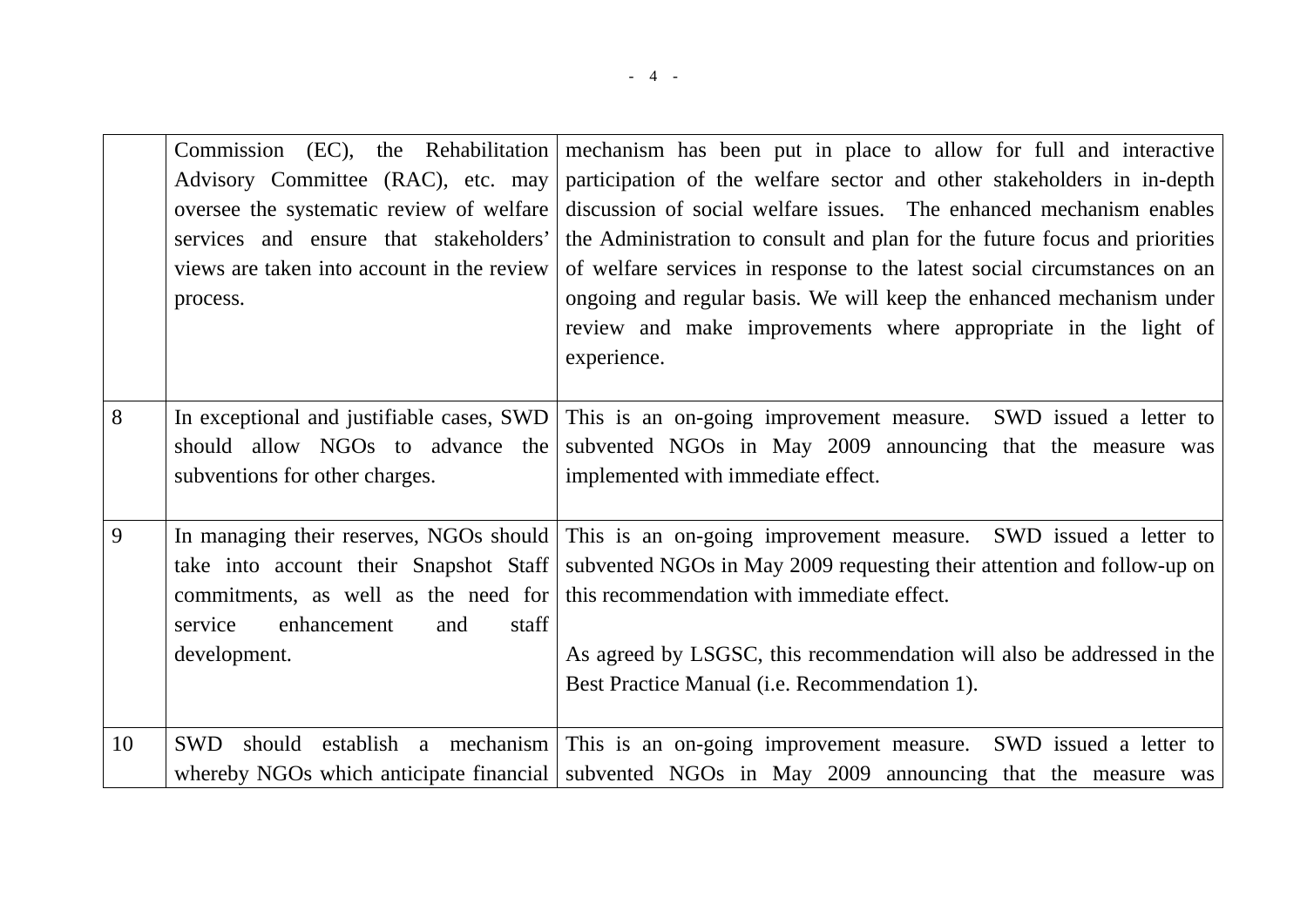| | | |
|---|---|---|
| | Commission (EC), the Rehabilitation Advisory Committee (RAC), etc. may oversee the systematic review of welfare services and ensure that stakeholders' views are taken into account in the review process. | mechanism has been put in place to allow for full and interactive participation of the welfare sector and other stakeholders in in-depth discussion of social welfare issues. The enhanced mechanism enables the Administration to consult and plan for the future focus and priorities of welfare services in response to the latest social circumstances on an ongoing and regular basis. We will keep the enhanced mechanism under review and make improvements where appropriate in the light of experience. |
| 8 | In exceptional and justifiable cases, SWD should allow NGOs to advance the subventions for other charges. | This is an on-going improvement measure. SWD issued a letter to subvented NGOs in May 2009 announcing that the measure was implemented with immediate effect. |
| 9 | In managing their reserves, NGOs should take into account their Snapshot Staff commitments, as well as the need for service enhancement and staff development. | This is an on-going improvement measure. SWD issued a letter to subvented NGOs in May 2009 requesting their attention and follow-up on this recommendation with immediate effect.<br><br>As agreed by LSGSC, this recommendation will also be addressed in the Best Practice Manual (i.e. Recommendation 1). |
| 10 | SWD should establish a mechanism whereby NGOs which anticipate financial | This is an on-going improvement measure. SWD issued a letter to subvented NGOs in May 2009 announcing that the measure was |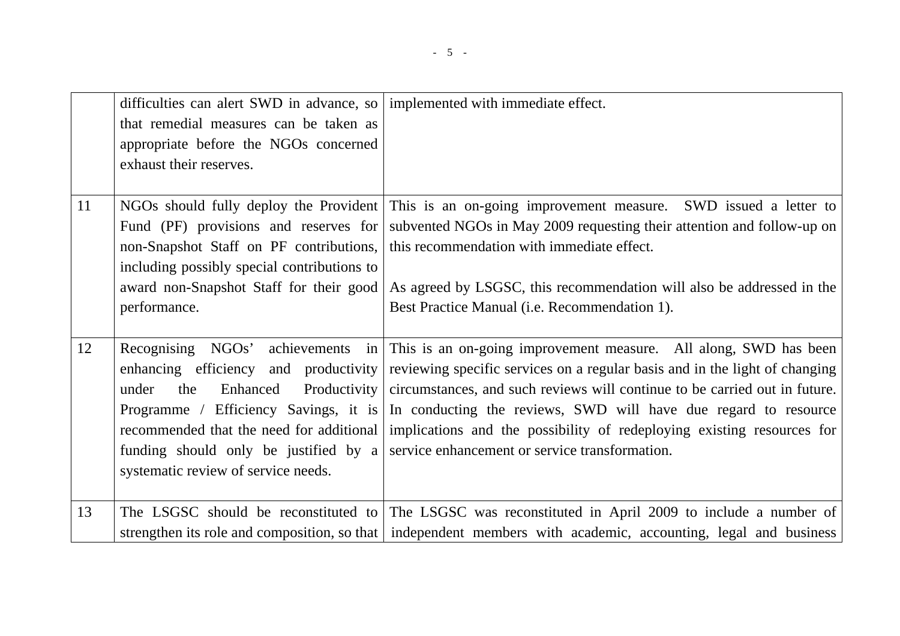| | | |
|---|---|---|
| | difficulties can alert SWD in advance, so that remedial measures can be taken as appropriate before the NGOs concerned exhaust their reserves. | implemented with immediate effect. |
| 11 | NGOs should fully deploy the Provident Fund (PF) provisions and reserves for non-Snapshot Staff on PF contributions, including possibly special contributions to award non-Snapshot Staff for their good performance. | This is an on-going improvement measure. SWD issued a letter to subvented NGOs in May 2009 requesting their attention and follow-up on this recommendation with immediate effect.<br><br>As agreed by LSGSC, this recommendation will also be addressed in the Best Practice Manual (i.e. Recommendation 1). |
| 12 | Recognising NGOs' achievements in enhancing efficiency and productivity under the Enhanced Productivity Programme / Efficiency Savings, it is recommended that the need for additional funding should only be justified by a systematic review of service needs. | This is an on-going improvement measure. All along, SWD has been reviewing specific services on a regular basis and in the light of changing circumstances, and such reviews will continue to be carried out in future. In conducting the reviews, SWD will have due regard to resource implications and the possibility of redeploying existing resources for service enhancement or service transformation. |
| 13 | The LSGSC should be reconstituted to strengthen its role and composition, so that | The LSGSC was reconstituted in April 2009 to include a number of independent members with academic, accounting, legal and business |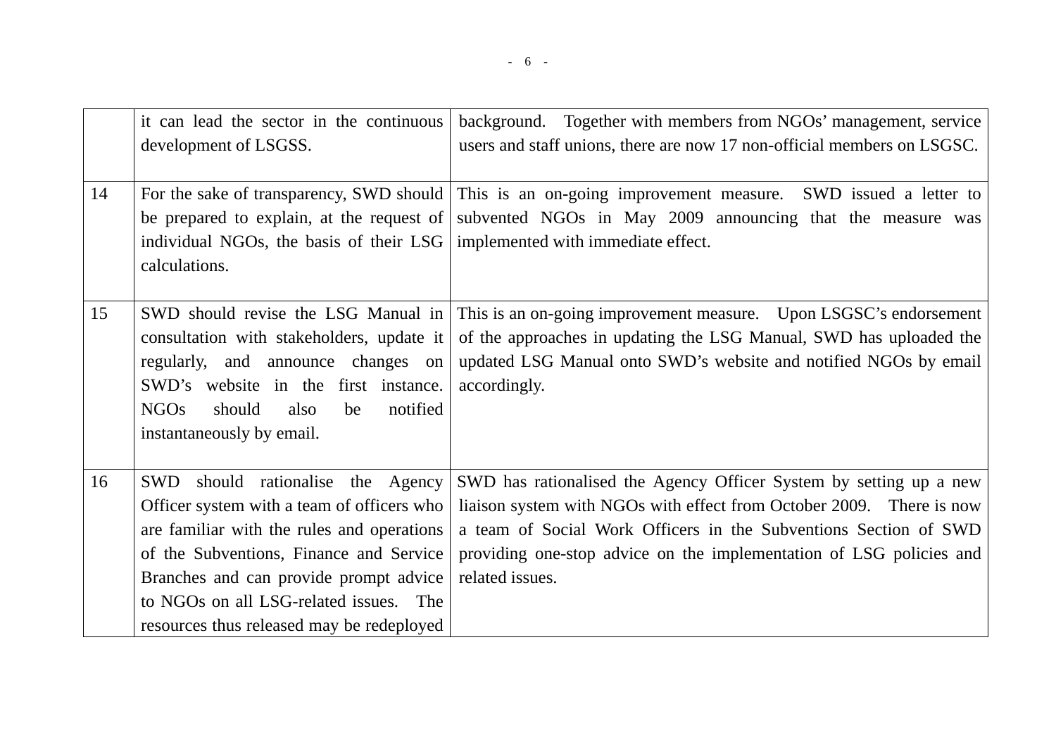| | | |
|---|---|---|
| | it can lead the sector in the continuous development of LSGSS. | background. Together with members from NGOs' management, service users and staff unions, there are now 17 non-official members on LSGSC. |
| 14 | For the sake of transparency, SWD should be prepared to explain, at the request of individual NGOs, the basis of their LSG calculations. | This is an on-going improvement measure. SWD issued a letter to subvented NGOs in May 2009 announcing that the measure was implemented with immediate effect. |
| 15 | SWD should revise the LSG Manual in consultation with stakeholders, update it regularly, and announce changes on SWD's website in the first instance. NGOs should also be notified instantaneously by email. | This is an on-going improvement measure. Upon LSGSC's endorsement of the approaches in updating the LSG Manual, SWD has uploaded the updated LSG Manual onto SWD's website and notified NGOs by email accordingly. |
| 16 | SWD should rationalise the Agency Officer system with a team of officers who are familiar with the rules and operations of the Subventions, Finance and Service Branches and can provide prompt advice to NGOs on all LSG-related issues. The resources thus released may be redeployed | SWD has rationalised the Agency Officer System by setting up a new liaison system with NGOs with effect from October 2009. There is now a team of Social Work Officers in the Subventions Section of SWD providing one-stop advice on the implementation of LSG policies and related issues. |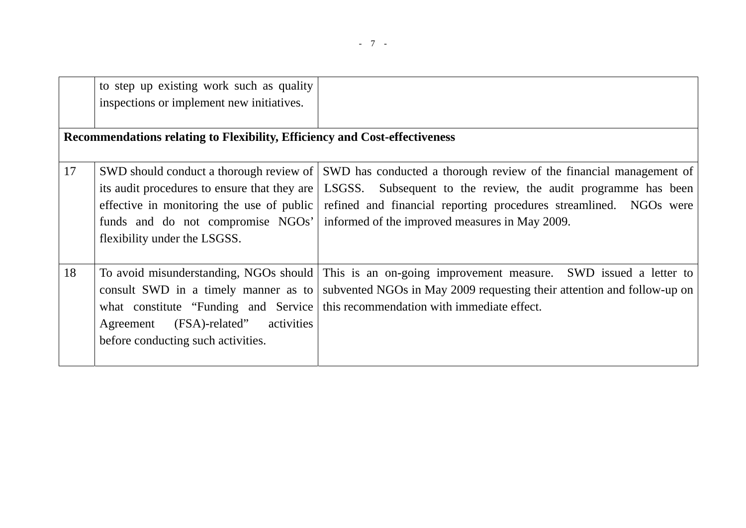| | | |
|---|---|---|
| | to step up existing work such as quality inspections or implement new initiatives. | |
| **Recommendations relating to Flexibility, Efficiency and Cost-effectiveness** | | |
| 17 | SWD should conduct a thorough review of its audit procedures to ensure that they are effective in monitoring the use of public funds and do not compromise NGOs' flexibility under the LSGSS. | SWD has conducted a thorough review of the financial management of LSGSS. Subsequent to the review, the audit programme has been refined and financial reporting procedures streamlined. NGOs were informed of the improved measures in May 2009. |
| 18 | To avoid misunderstanding, NGOs should consult SWD in a timely manner as to what constitute "Funding and Service Agreement (FSA)-related" activities before conducting such activities. | This is an on-going improvement measure. SWD issued a letter to subvented NGOs in May 2009 requesting their attention and follow-up on this recommendation with immediate effect. |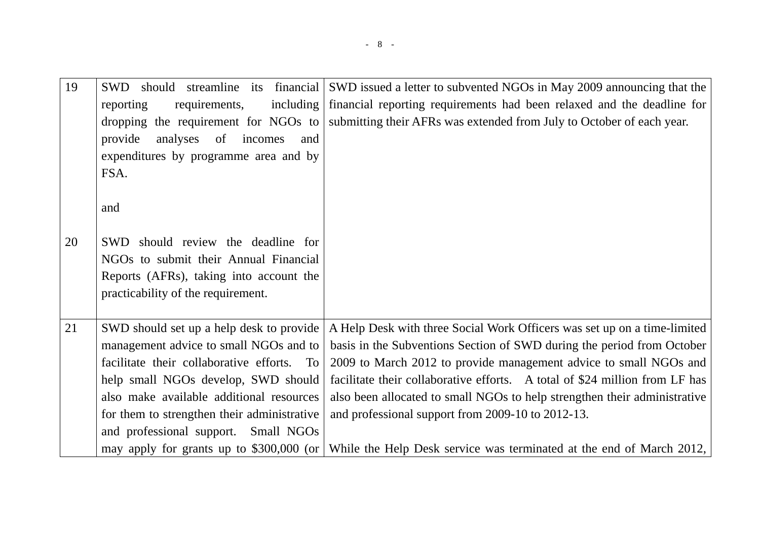| | | |
|---|---|---|
| 19 | SWD should streamline its financial reporting requirements, including dropping the requirement for NGOs to provide analyses of incomes and expenditures by programme area and by FSA.<br><br>and | SWD issued a letter to subvented NGOs in May 2009 announcing that the financial reporting requirements had been relaxed and the deadline for submitting their AFRs was extended from July to October of each year. |
| 20 | SWD should review the deadline for NGOs to submit their Annual Financial Reports (AFRs), taking into account the practicability of the requirement. | |
| 21 | SWD should set up a help desk to provide management advice to small NGOs and to facilitate their collaborative efforts. To help small NGOs develop, SWD should also make available additional resources for them to strengthen their administrative and professional support. Small NGOs may apply for grants up to $300,000 (or | A Help Desk with three Social Work Officers was set up on a time-limited basis in the Subventions Section of SWD during the period from October 2009 to March 2012 to provide management advice to small NGOs and facilitate their collaborative efforts. A total of $24 million from LF has also been allocated to small NGOs to help strengthen their administrative and professional support from 2009-10 to 2012-13.<br><br>While the Help Desk service was terminated at the end of March 2012, |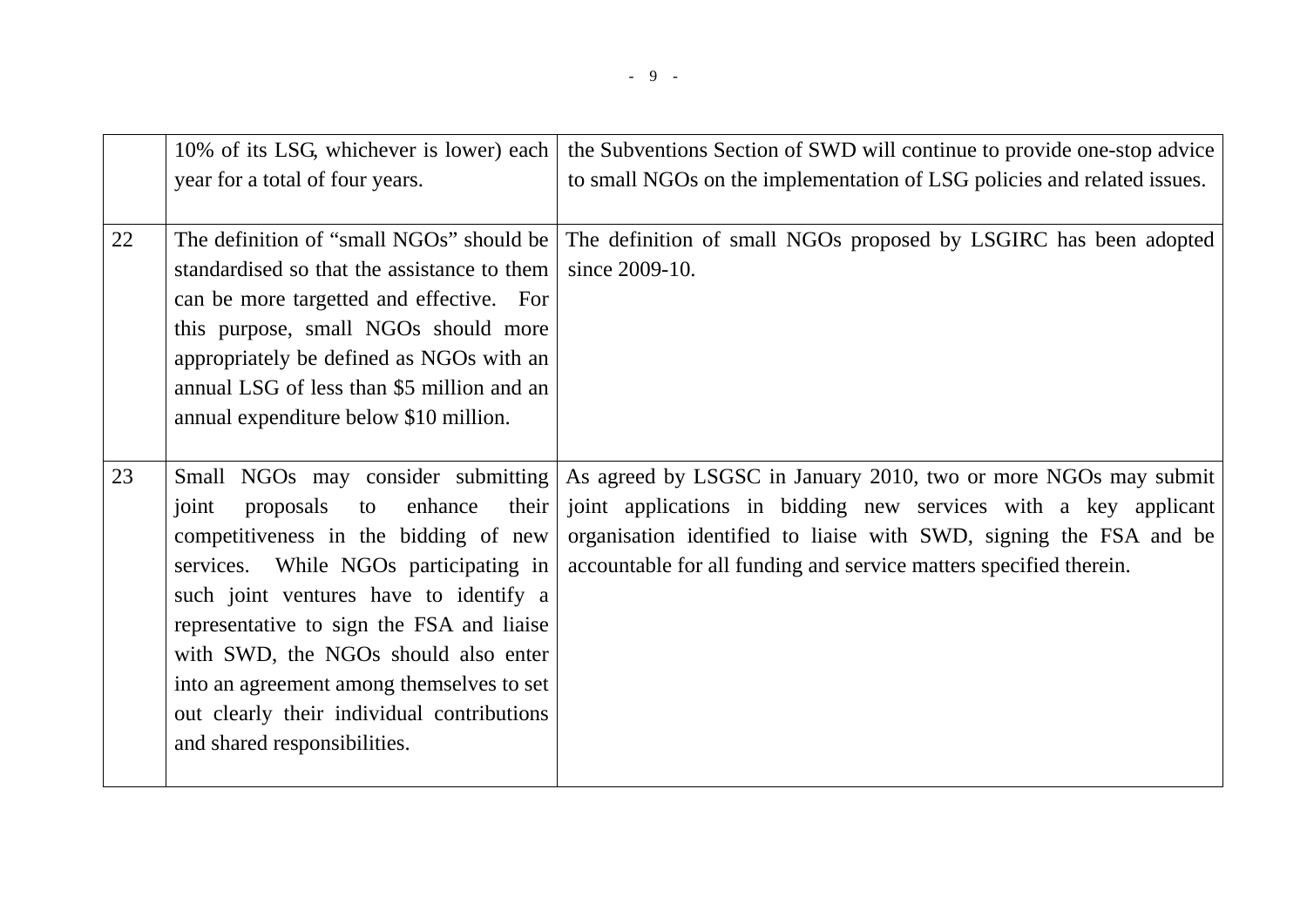|  |  |  |
|---|---|---|
|  | 10% of its LSG, whichever is lower) each year for a total of four years. | the Subventions Section of SWD will continue to provide one-stop advice to small NGOs on the implementation of LSG policies and related issues. |
| 22 | The definition of "small NGOs" should be standardised so that the assistance to them can be more targetted and effective. For this purpose, small NGOs should more appropriately be defined as NGOs with an annual LSG of less than $5 million and an annual expenditure below $10 million. | The definition of small NGOs proposed by LSGIRC has been adopted since 2009-10. |
| 23 | Small NGOs may consider submitting joint proposals to enhance their competitiveness in the bidding of new services. While NGOs participating in such joint ventures have to identify a representative to sign the FSA and liaise with SWD, the NGOs should also enter into an agreement among themselves to set out clearly their individual contributions and shared responsibilities. | As agreed by LSGSC in January 2010, two or more NGOs may submit joint applications in bidding new services with a key applicant organisation identified to liaise with SWD, signing the FSA and be accountable for all funding and service matters specified therein. |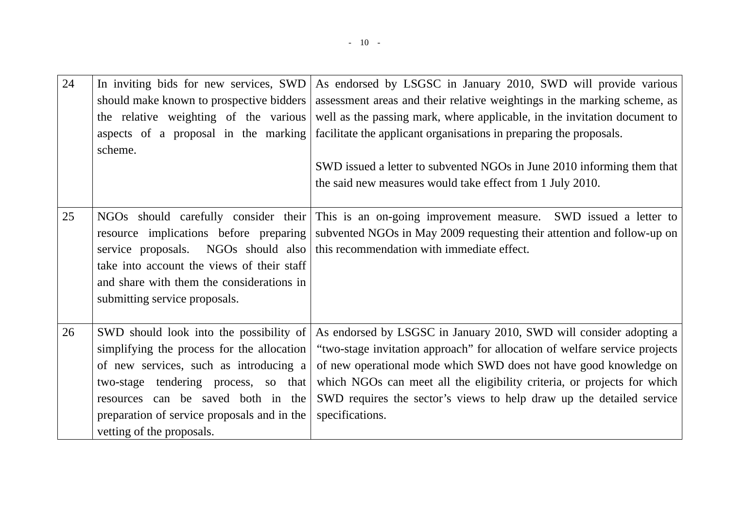| | | |
|---|---|---|
| 24 | In inviting bids for new services, SWD should make known to prospective bidders the relative weighting of the various aspects of a proposal in the marking scheme. | As endorsed by LSGSC in January 2010, SWD will provide various assessment areas and their relative weightings in the marking scheme, as well as the passing mark, where applicable, in the invitation document to facilitate the applicant organisations in preparing the proposals.<br><br>SWD issued a letter to subvented NGOs in June 2010 informing them that the said new measures would take effect from 1 July 2010. |
| 25 | NGOs should carefully consider their resource implications before preparing service proposals. NGOs should also take into account the views of their staff and share with them the considerations in submitting service proposals. | This is an on-going improvement measure. SWD issued a letter to subvented NGOs in May 2009 requesting their attention and follow-up on this recommendation with immediate effect. |
| 26 | SWD should look into the possibility of simplifying the process for the allocation of new services, such as introducing a two-stage tendering process, so that resources can be saved both in the preparation of service proposals and in the vetting of the proposals. | As endorsed by LSGSC in January 2010, SWD will consider adopting a "two-stage invitation approach" for allocation of welfare service projects of new operational mode which SWD does not have good knowledge on which NGOs can meet all the eligibility criteria, or projects for which SWD requires the sector's views to help draw up the detailed service specifications. |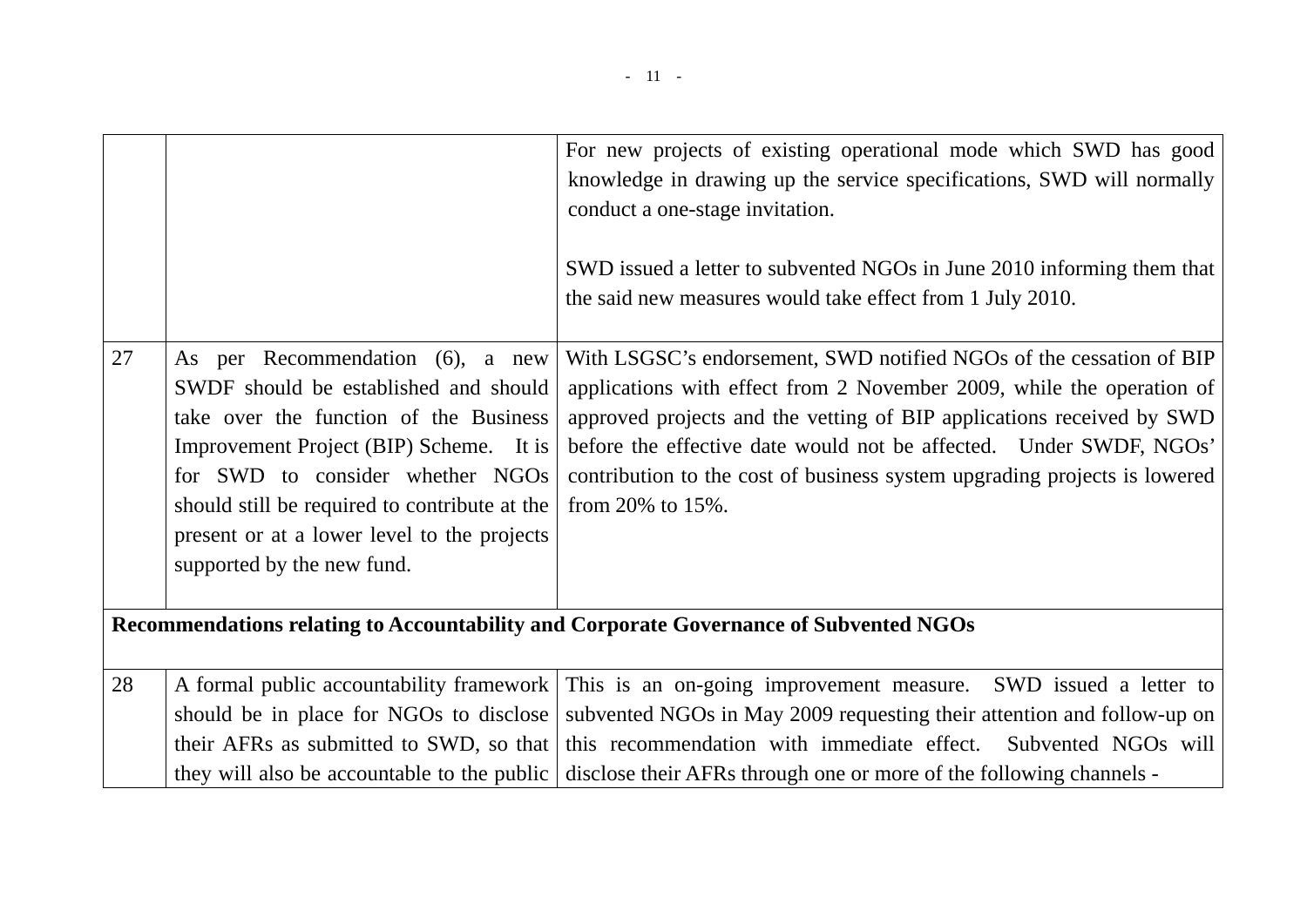| | | |
|---|---|---|
| | | For new projects of existing operational mode which SWD has good knowledge in drawing up the service specifications, SWD will normally conduct a one-stage invitation.<br><br>SWD issued a letter to subvented NGOs in June 2010 informing them that the said new measures would take effect from 1 July 2010. |
| 27 | As per Recommendation (6), a new SWDF should be established and should take over the function of the Business Improvement Project (BIP) Scheme. It is for SWD to consider whether NGOs should still be required to contribute at the present or at a lower level to the projects supported by the new fund. | With LSGSC's endorsement, SWD notified NGOs of the cessation of BIP applications with effect from 2 November 2009, while the operation of approved projects and the vetting of BIP applications received by SWD before the effective date would not be affected. Under SWDF, NGOs' contribution to the cost of business system upgrading projects is lowered from 20% to 15%. |
| **Recommendations relating to Accountability and Corporate Governance of Subvented NGOs** | | |
| 28 | A formal public accountability framework should be in place for NGOs to disclose their AFRs as submitted to SWD, so that they will also be accountable to the public | This is an on-going improvement measure. SWD issued a letter to subvented NGOs in May 2009 requesting their attention and follow-up on this recommendation with immediate effect. Subvented NGOs will disclose their AFRs through one or more of the following channels - |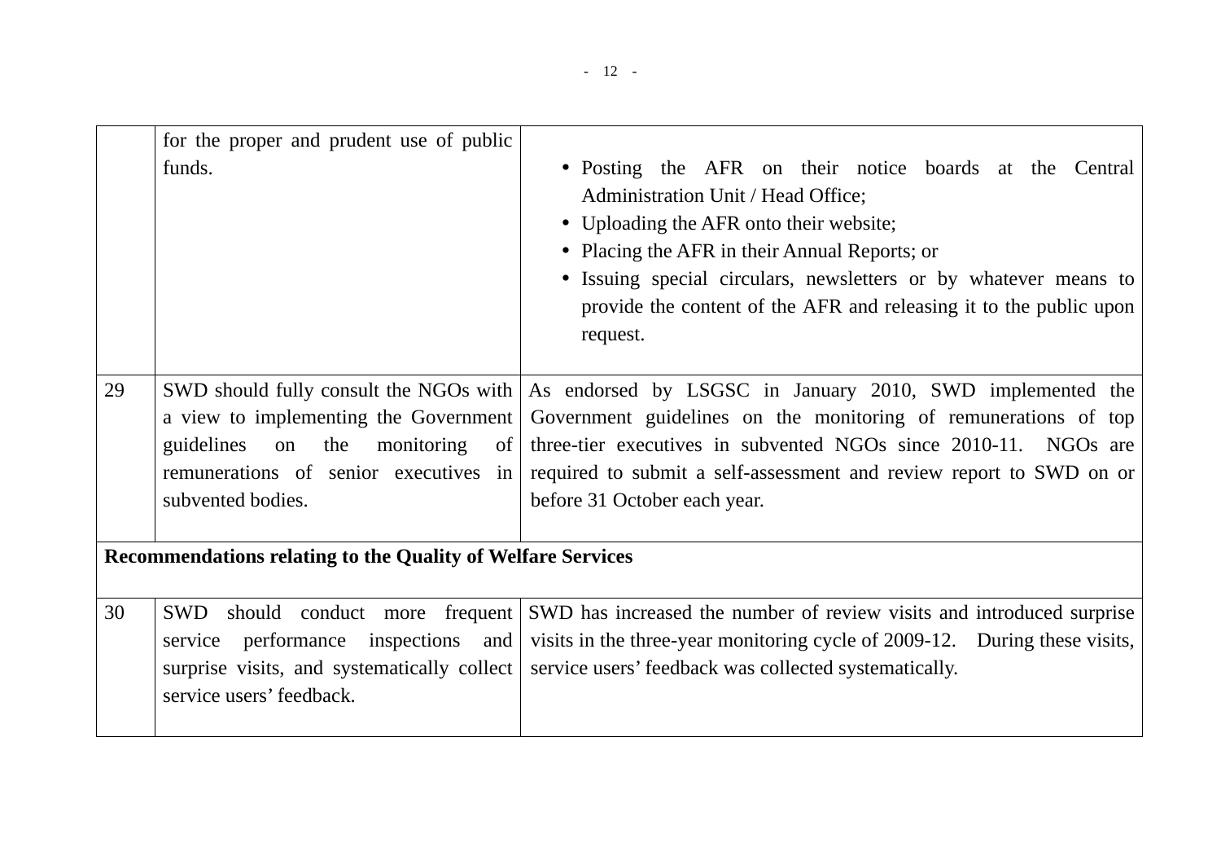| | | |
|---|---|---|
| | for the proper and prudent use of public funds. | <ul><li>Posting the AFR on their notice boards at the Central Administration Unit / Head Office;</li><li>Uploading the AFR onto their website;</li><li>Placing the AFR in their Annual Reports; or</li><li>Issuing special circulars, newsletters or by whatever means to provide the content of the AFR and releasing it to the public upon request.</li></ul> |
| 29 | SWD should fully consult the NGOs with a view to implementing the Government guidelines on the monitoring of remunerations of senior executives in subvented bodies. | As endorsed by LSGSC in January 2010, SWD implemented the Government guidelines on the monitoring of remunerations of top three-tier executives in subvented NGOs since 2010-11. NGOs are required to submit a self-assessment and review report to SWD on or before 31 October each year. |
| **Recommendations relating to the Quality of Welfare Services** | | |
| 30 | SWD should conduct more frequent service performance inspections and surprise visits, and systematically collect service users' feedback. | SWD has increased the number of review visits and introduced surprise visits in the three-year monitoring cycle of 2009-12. During these visits, service users' feedback was collected systematically. |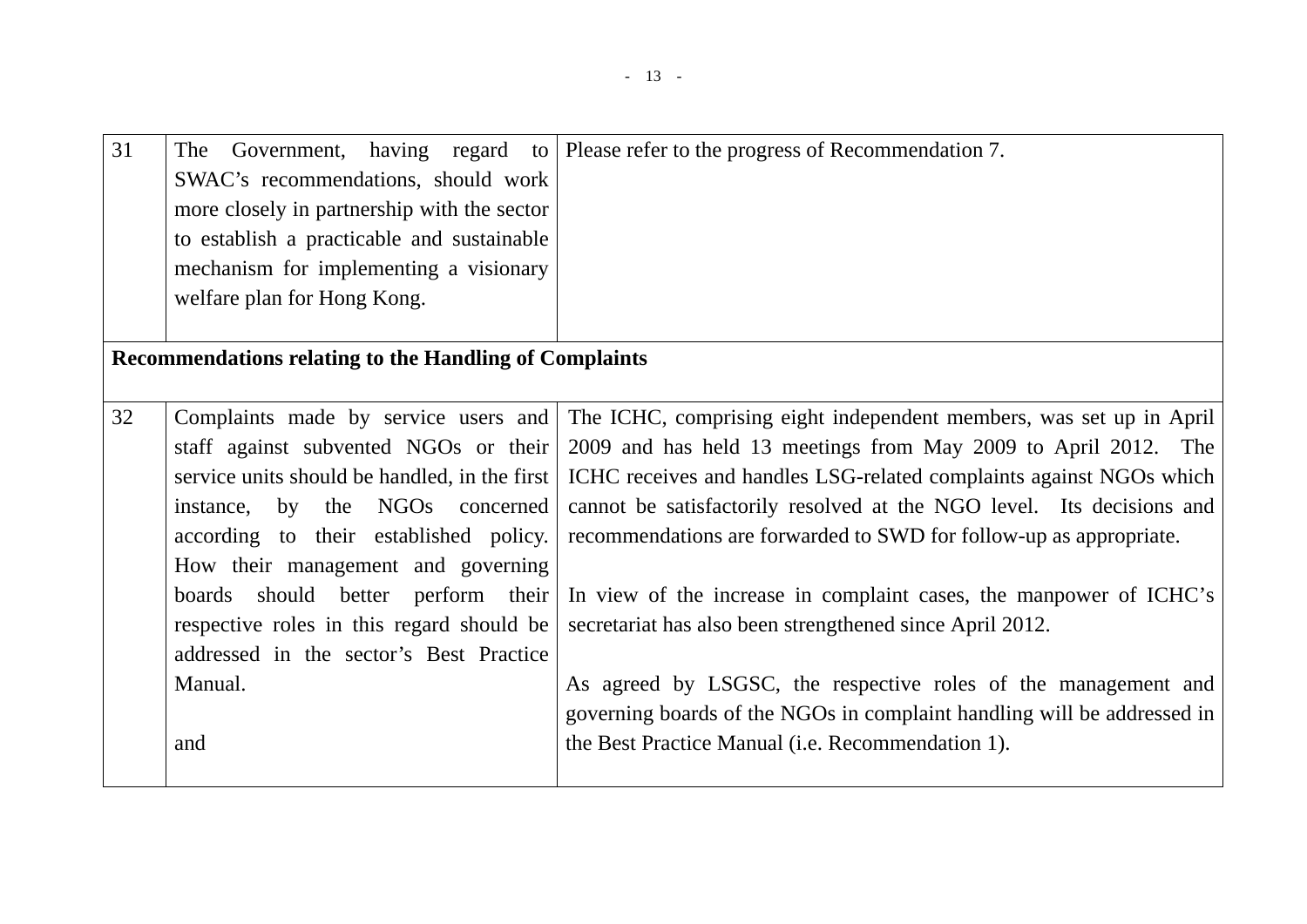| | | |
|---|---|---|
| 31 | The Government, having regard to SWAC's recommendations, should work more closely in partnership with the sector to establish a practicable and sustainable mechanism for implementing a visionary welfare plan for Hong Kong. | Please refer to the progress of Recommendation 7. |
| **Recommendations relating to the Handling of Complaints** | | |
| 32 | Complaints made by service users and staff against subvented NGOs or their service units should be handled, in the first instance, by the NGOs concerned according to their established policy. How their management and governing boards should better perform their respective roles in this regard should be addressed in the sector's Best Practice Manual.<br><br>and | The ICHC, comprising eight independent members, was set up in April 2009 and has held 13 meetings from May 2009 to April 2012. The ICHC receives and handles LSG-related complaints against NGOs which cannot be satisfactorily resolved at the NGO level. Its decisions and recommendations are forwarded to SWD for follow-up as appropriate.<br><br>In view of the increase in complaint cases, the manpower of ICHC's secretariat has also been strengthened since April 2012.<br><br>As agreed by LSGSC, the respective roles of the management and governing boards of the NGOs in complaint handling will be addressed in the Best Practice Manual (i.e. Recommendation 1). |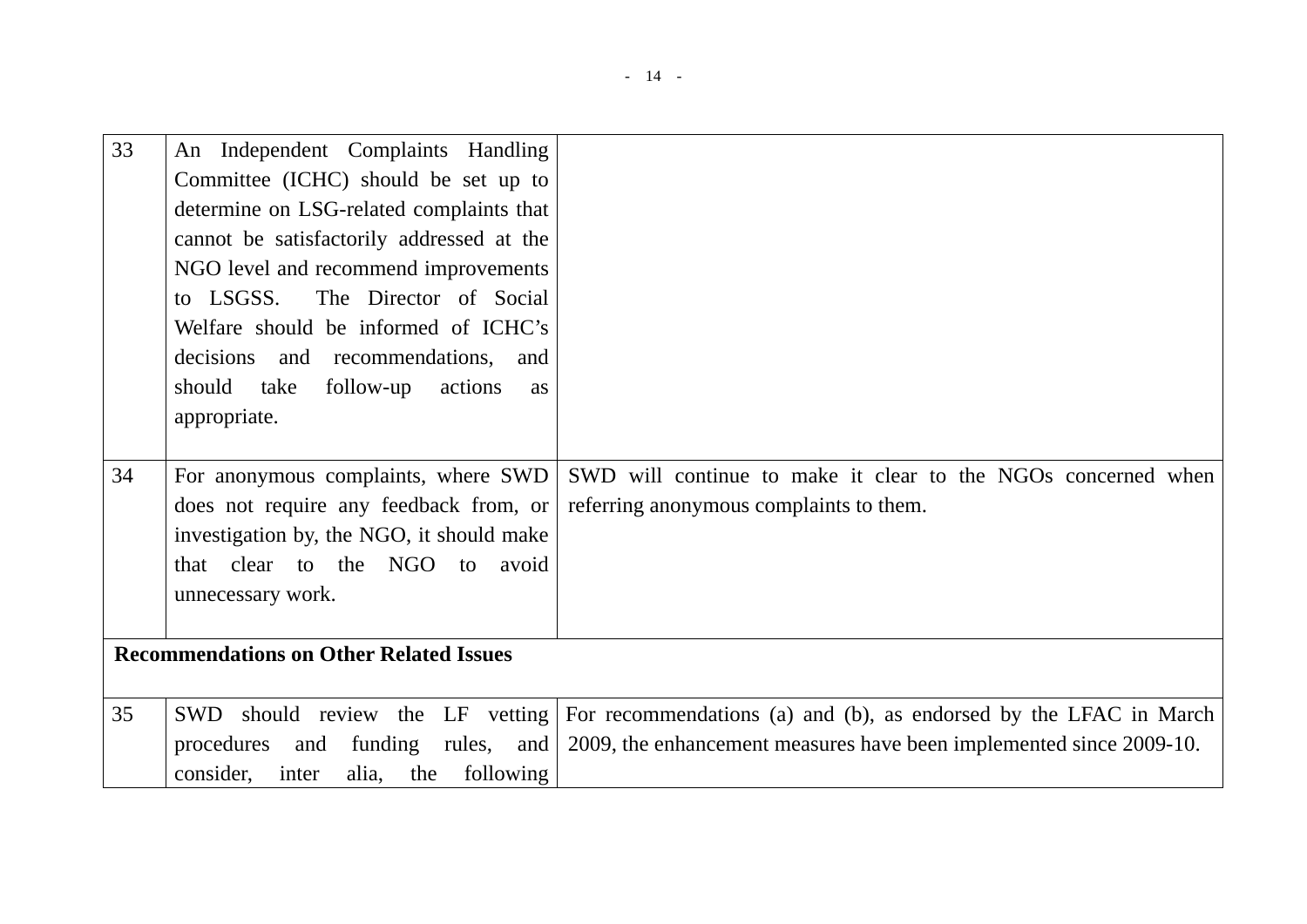| | | |
|---|---|---|
| 33 | An Independent Complaints Handling Committee (ICHC) should be set up to determine on LSG-related complaints that cannot be satisfactorily addressed at the NGO level and recommend improvements to LSGSS. The Director of Social Welfare should be informed of ICHC's decisions and recommendations, and should take follow-up actions as appropriate. | |
| 34 | For anonymous complaints, where SWD does not require any feedback from, or investigation by, the NGO, it should make that clear to the NGO to avoid unnecessary work. | SWD will continue to make it clear to the NGOs concerned when referring anonymous complaints to them. |
| **Recommendations on Other Related Issues** | | |
| 35 | SWD should review the LF vetting procedures and funding rules, and consider, inter alia, the following | For recommendations (a) and (b), as endorsed by the LFAC in March 2009, the enhancement measures have been implemented since 2009-10. |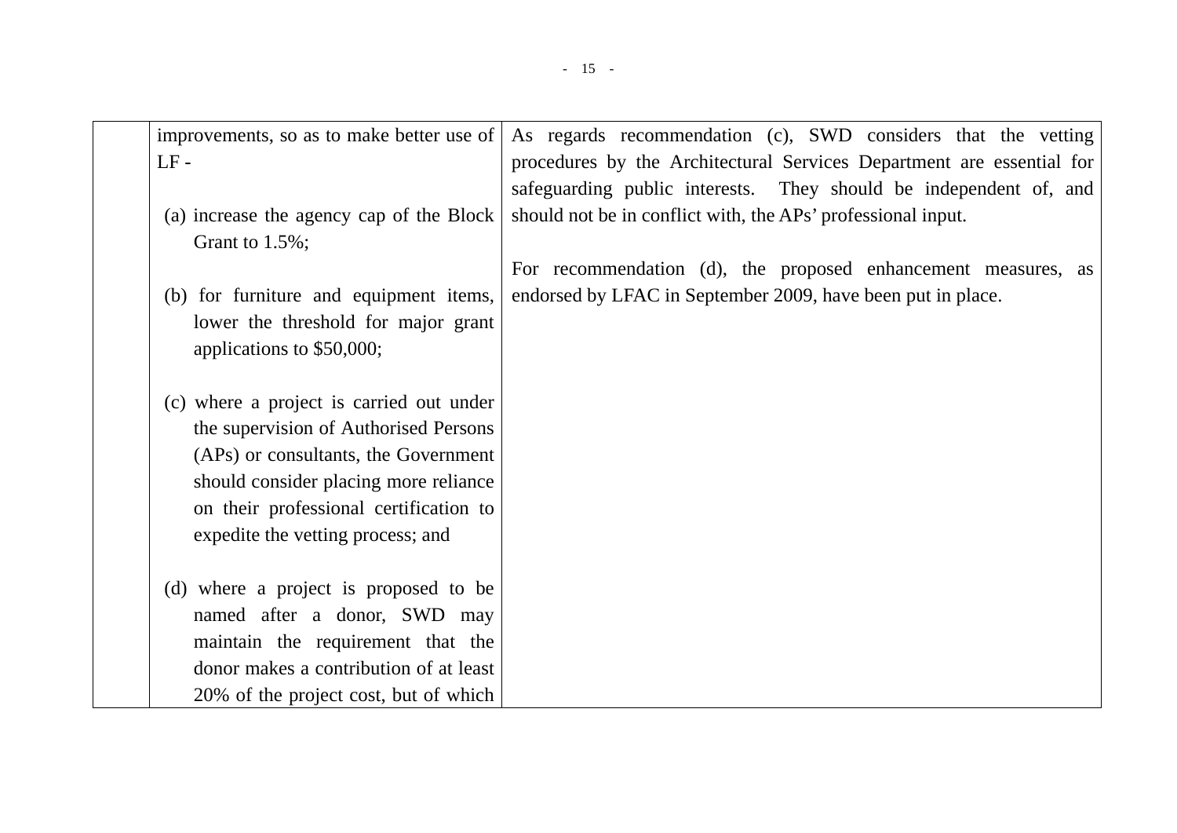| | | |
|---|---|---|
| | improvements, so as to make better use of LF -<br><br>(a) increase the agency cap of the Block Grant to 1.5%;<br><br>(b) for furniture and equipment items, lower the threshold for major grant applications to $50,000;<br><br>(c) where a project is carried out under the supervision of Authorised Persons (APs) or consultants, the Government should consider placing more reliance on their professional certification to expedite the vetting process; and<br><br>(d) where a project is proposed to be named after a donor, SWD may maintain the requirement that the donor makes a contribution of at least 20% of the project cost, but of which | As regards recommendation (c), SWD considers that the vetting procedures by the Architectural Services Department are essential for safeguarding public interests. They should be independent of, and should not be in conflict with, the APs' professional input.<br><br>For recommendation (d), the proposed enhancement measures, as endorsed by LFAC in September 2009, have been put in place. |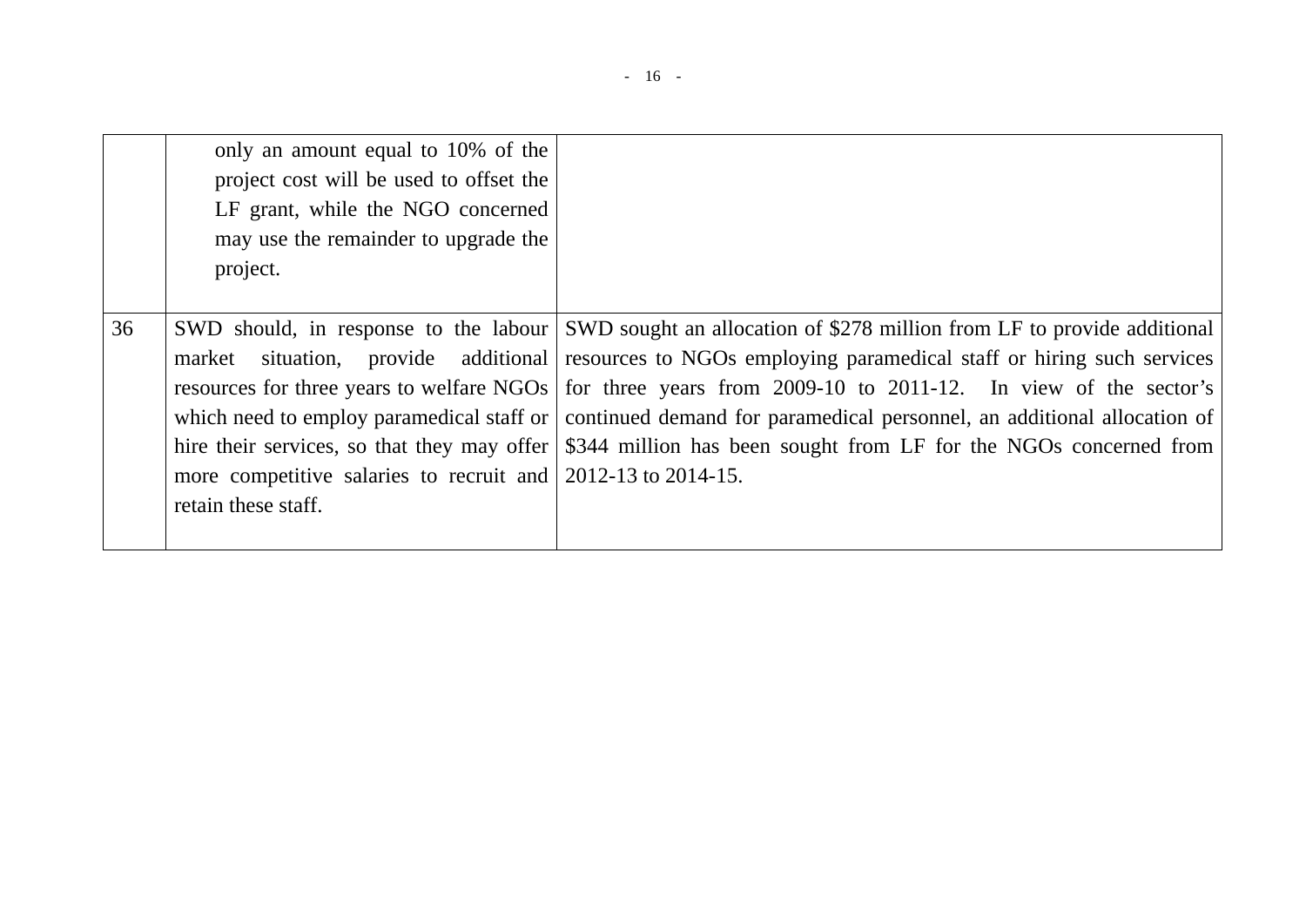| | | |
|---|---|---|
| | only an amount equal to 10% of the project cost will be used to offset the LF grant, while the NGO concerned may use the remainder to upgrade the project. | |
| 36 | SWD should, in response to the labour market situation, provide additional resources for three years to welfare NGOs which need to employ paramedical staff or hire their services, so that they may offer more competitive salaries to recruit and retain these staff. | SWD sought an allocation of $278 million from LF to provide additional resources to NGOs employing paramedical staff or hiring such services for three years from 2009-10 to 2011-12. In view of the sector's continued demand for paramedical personnel, an additional allocation of $344 million has been sought from LF for the NGOs concerned from 2012-13 to 2014-15. |